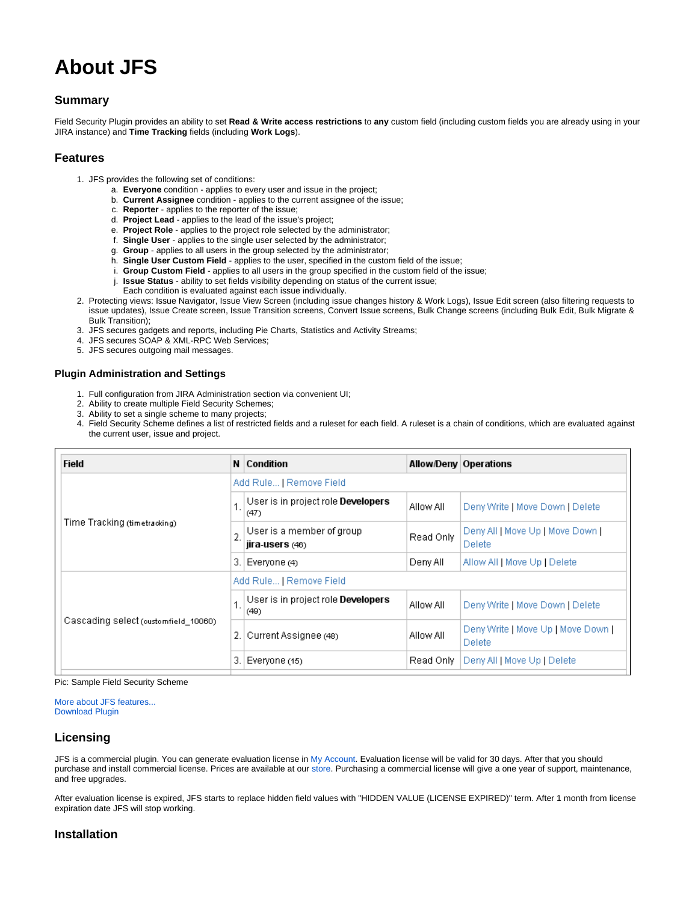# About JFS

## Summary

Field Security Plugin provides an ability to set **Read & Write access restrictions** to **any** custom field (including custom fields you are already using in your JIRA instance) and **Time Tracking** fields (including **Work Logs**).

## Features

1. JFS provides the following set of conditions:
    a. **Everyone** condition - applies to every user and issue in the project;
    b. **Current Assignee** condition - applies to the current assignee of the issue;
    c. **Reporter** - applies to the reporter of the issue;
    d. **Project Lead** - applies to the lead of the issue's project;
    e. **Project Role** - applies to the project role selected by the administrator;
    f. **Single User** - applies to the single user selected by the administrator;
    g. **Group** - applies to all users in the group selected by the administrator;
    h. **Single User Custom Field** - applies to the user, specified in the custom field of the issue;
    i. **Group Custom Field** - applies to all users in the group specified in the custom field of the issue;
    j. **Issue Status** - ability to set fields visibility depending on status of the current issue;
    Each condition is evaluated against each issue individually.
2. Protecting views: Issue Navigator, Issue View Screen (including issue changes history & Work Logs), Issue Edit screen (also filtering requests to issue updates), Issue Create screen, Issue Transition screens, Convert Issue screens, Bulk Change screens (including Bulk Edit, Bulk Migrate & Bulk Transition);
3. JFS secures gadgets and reports, including Pie Charts, Statistics and Activity Streams;
4. JFS secures SOAP & XML-RPC Web Services;
5. JFS secures outgoing mail messages.

### Plugin Administration and Settings

1. Full configuration from JIRA Administration section via convenient UI;
2. Ability to create multiple Field Security Schemes;
3. Ability to set a single scheme to many projects;
4. Field Security Scheme defines a list of restricted fields and a ruleset for each field. A ruleset is a chain of conditions, which are evaluated against the current user, issue and project.

| Field | N | Condition | Allow/Deny | Operations |
|---|---|---|---|---|
| Time Tracking (timetracking) | | Add Rule... \| Remove Field | | |
| | 1. | User is in project role **Developers** (47) | Allow All | Deny Write \| Move Down \| Delete |
| | 2. | User is a member of group **jira-users** (46) | Read Only | Deny All \| Move Up \| Move Down \| Delete |
| | 3. | Everyone (4) | Deny All | Allow All \| Move Up \| Delete |
| Cascading select (customfield_10060) | | Add Rule... \| Remove Field | | |
| | 1. | User is in project role **Developers** (49) | Allow All | Deny Write \| Move Down \| Delete |
| | 2. | Current Assignee (48) | Allow All | Deny Write \| Move Up \| Move Down \| Delete |
| | 3. | Everyone (15) | Read Only | Deny All \| Move Up \| Delete |

Pic: Sample Field Security Scheme

More about JFS features...
Download Plugin

## Licensing

JFS is a commercial plugin. You can generate evaluation license in My Account. Evaluation license will be valid for 30 days. After that you should purchase and install commercial license. Prices are available at our store. Purchasing a commercial license will give a one year of support, maintenance, and free upgrades.

After evaluation license is expired, JFS starts to replace hidden field values with "HIDDEN VALUE (LICENSE EXPIRED)" term. After 1 month from license expiration date JFS will stop working.

## Installation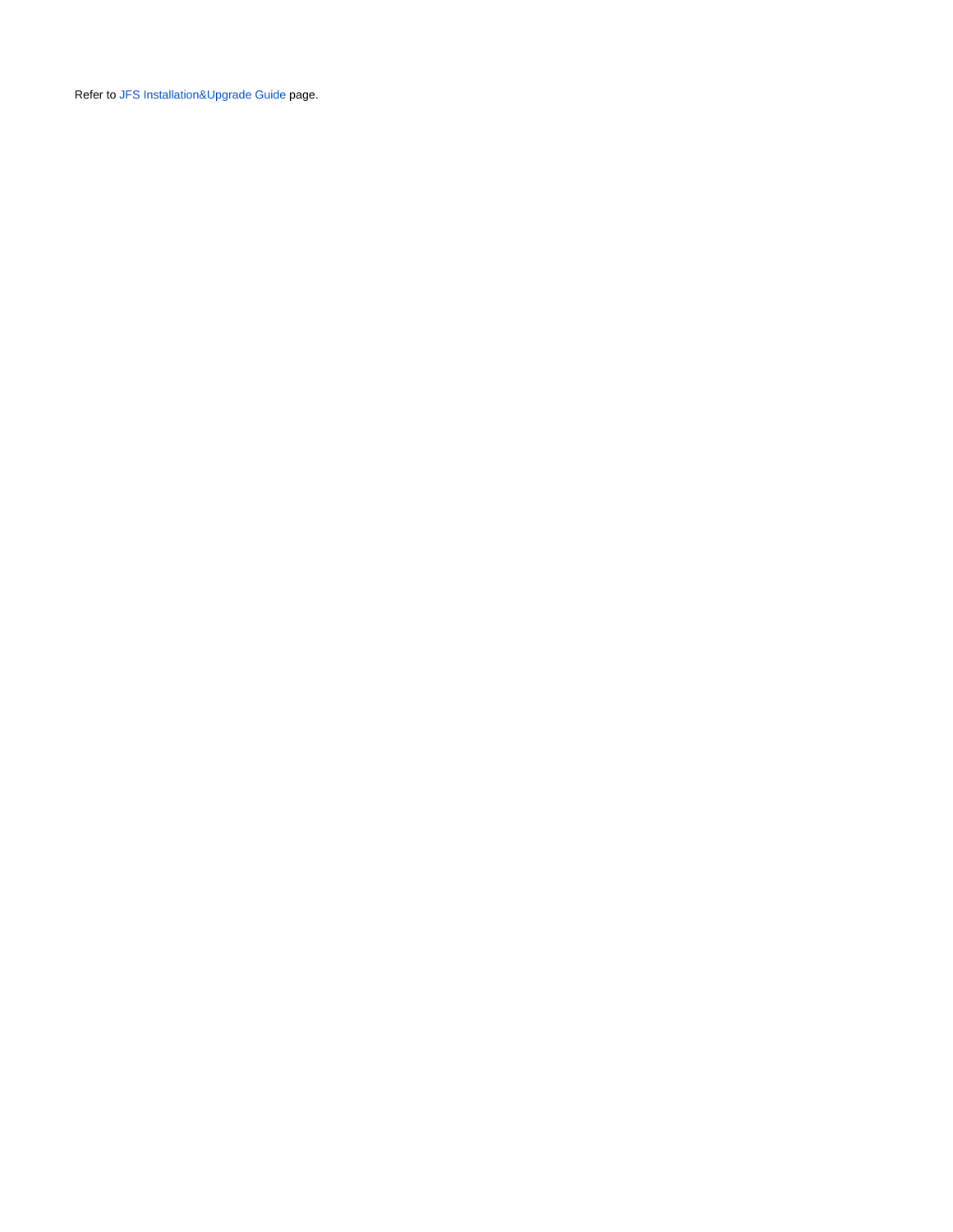Refer to JFS Installation&Upgrade Guide page.